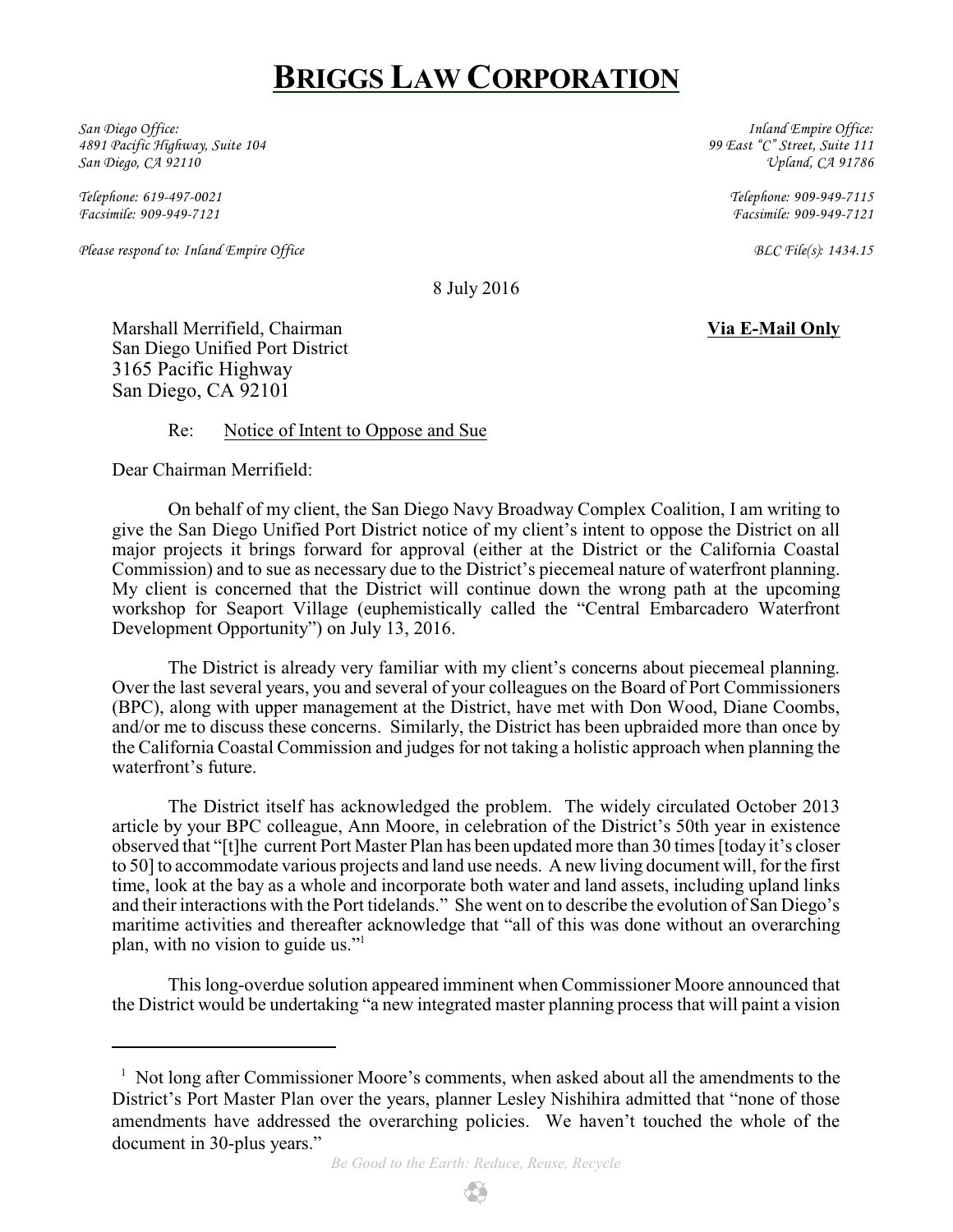# BRIGGS LAW CORPORATION

*San Diego Office:*
*4891 Pacific Highway, Suite 104*
*San Diego, CA 92110*

*Telephone: 619-497-0021*
*Facsimile: 909-949-7121*

*Inland Empire Office:*
*99 East "C" Street, Suite 111*
*Upland, CA 91786*

*Telephone: 909-949-7115*
*Facsimile: 909-949-7121*

*Please respond to: Inland Empire Office*

*BLC File(s): 1434.15*

8 July 2016

Marshall Merrifield, Chairman
San Diego Unified Port District
3165 Pacific Highway
San Diego, CA 92101

**Via E-Mail Only**

Re: Notice of Intent to Oppose and Sue

Dear Chairman Merrifield:

On behalf of my client, the San Diego Navy Broadway Complex Coalition, I am writing to give the San Diego Unified Port District notice of my client's intent to oppose the District on all major projects it brings forward for approval (either at the District or the California Coastal Commission) and to sue as necessary due to the District's piecemeal nature of waterfront planning. My client is concerned that the District will continue down the wrong path at the upcoming workshop for Seaport Village (euphemistically called the "Central Embarcadero Waterfront Development Opportunity") on July 13, 2016.

The District is already very familiar with my client's concerns about piecemeal planning. Over the last several years, you and several of your colleagues on the Board of Port Commissioners (BPC), along with upper management at the District, have met with Don Wood, Diane Coombs, and/or me to discuss these concerns. Similarly, the District has been upbraided more than once by the California Coastal Commission and judges for not taking a holistic approach when planning the waterfront's future.

The District itself has acknowledged the problem. The widely circulated October 2013 article by your BPC colleague, Ann Moore, in celebration of the District's 50th year in existence observed that "[t]he current Port Master Plan has been updated more than 30 times [today it's closer to 50] to accommodate various projects and land use needs. A new living document will, for the first time, look at the bay as a whole and incorporate both water and land assets, including upland links and their interactions with the Port tidelands." She went on to describe the evolution of San Diego's maritime activities and thereafter acknowledge that "all of this was done without an overarching plan, with no vision to guide us."[1]

This long-overdue solution appeared imminent when Commissioner Moore announced that the District would be undertaking "a new integrated master planning process that will paint a vision

---

[1] Not long after Commissioner Moore's comments, when asked about all the amendments to the District's Port Master Plan over the years, planner Lesley Nishihira admitted that "none of those amendments have addressed the overarching policies. We haven't touched the whole of the document in 30-plus years."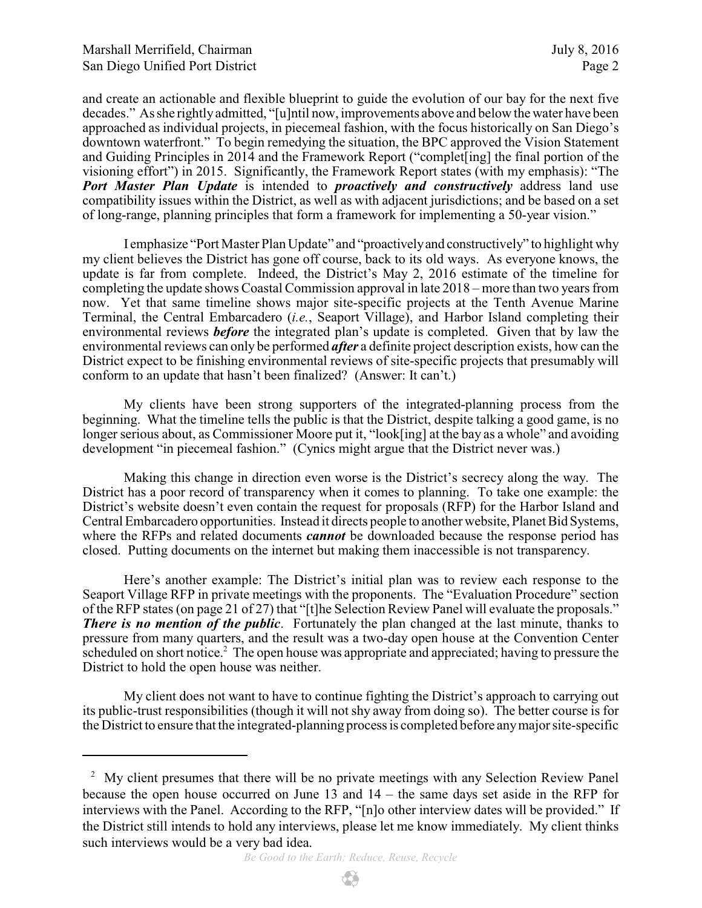and create an actionable and flexible blueprint to guide the evolution of our bay for the next five decades." As she rightly admitted, "[u]ntil now, improvements above and below the water have been approached as individual projects, in piecemeal fashion, with the focus historically on San Diego's downtown waterfront." To begin remedying the situation, the BPC approved the Vision Statement and Guiding Principles in 2014 and the Framework Report ("complet[ing] the final portion of the visioning effort") in 2015. Significantly, the Framework Report states (with my emphasis): "The ***Port Master Plan Update*** is intended to ***proactively and constructively*** address land use compatibility issues within the District, as well as with adjacent jurisdictions; and be based on a set of long-range, planning principles that form a framework for implementing a 50-year vision."

I emphasize "Port Master Plan Update" and "proactively and constructively" to highlight why my client believes the District has gone off course, back to its old ways. As everyone knows, the update is far from complete. Indeed, the District's May 2, 2016 estimate of the timeline for completing the update shows Coastal Commission approval in late 2018 – more than two years from now. Yet that same timeline shows major site-specific projects at the Tenth Avenue Marine Terminal, the Central Embarcadero (*i.e.*, Seaport Village), and Harbor Island completing their environmental reviews ***before*** the integrated plan's update is completed. Given that by law the environmental reviews can only be performed ***after*** a definite project description exists, how can the District expect to be finishing environmental reviews of site-specific projects that presumably will conform to an update that hasn't been finalized? (Answer: It can't.)

My clients have been strong supporters of the integrated-planning process from the beginning. What the timeline tells the public is that the District, despite talking a good game, is no longer serious about, as Commissioner Moore put it, "look[ing] at the bay as a whole" and avoiding development "in piecemeal fashion." (Cynics might argue that the District never was.)

Making this change in direction even worse is the District's secrecy along the way. The District has a poor record of transparency when it comes to planning. To take one example: the District's website doesn't even contain the request for proposals (RFP) for the Harbor Island and Central Embarcadero opportunities. Instead it directs people to another website, Planet Bid Systems, where the RFPs and related documents ***cannot*** be downloaded because the response period has closed. Putting documents on the internet but making them inaccessible is not transparency.

Here's another example: The District's initial plan was to review each response to the Seaport Village RFP in private meetings with the proponents. The "Evaluation Procedure" section of the RFP states (on page 21 of 27) that "[t]he Selection Review Panel will evaluate the proposals." ***There is no mention of the public***. Fortunately the plan changed at the last minute, thanks to pressure from many quarters, and the result was a two-day open house at the Convention Center scheduled on short notice.[2] The open house was appropriate and appreciated; having to pressure the District to hold the open house was neither.

My client does not want to have to continue fighting the District's approach to carrying out its public-trust responsibilities (though it will not shy away from doing so). The better course is for the District to ensure that the integrated-planning process is completed before any major site-specific

---

[2] My client presumes that there will be no private meetings with any Selection Review Panel because the open house occurred on June 13 and 14 – the same days set aside in the RFP for interviews with the Panel. According to the RFP, "[n]o other interview dates will be provided." If the District still intends to hold any interviews, please let me know immediately. My client thinks such interviews would be a very bad idea.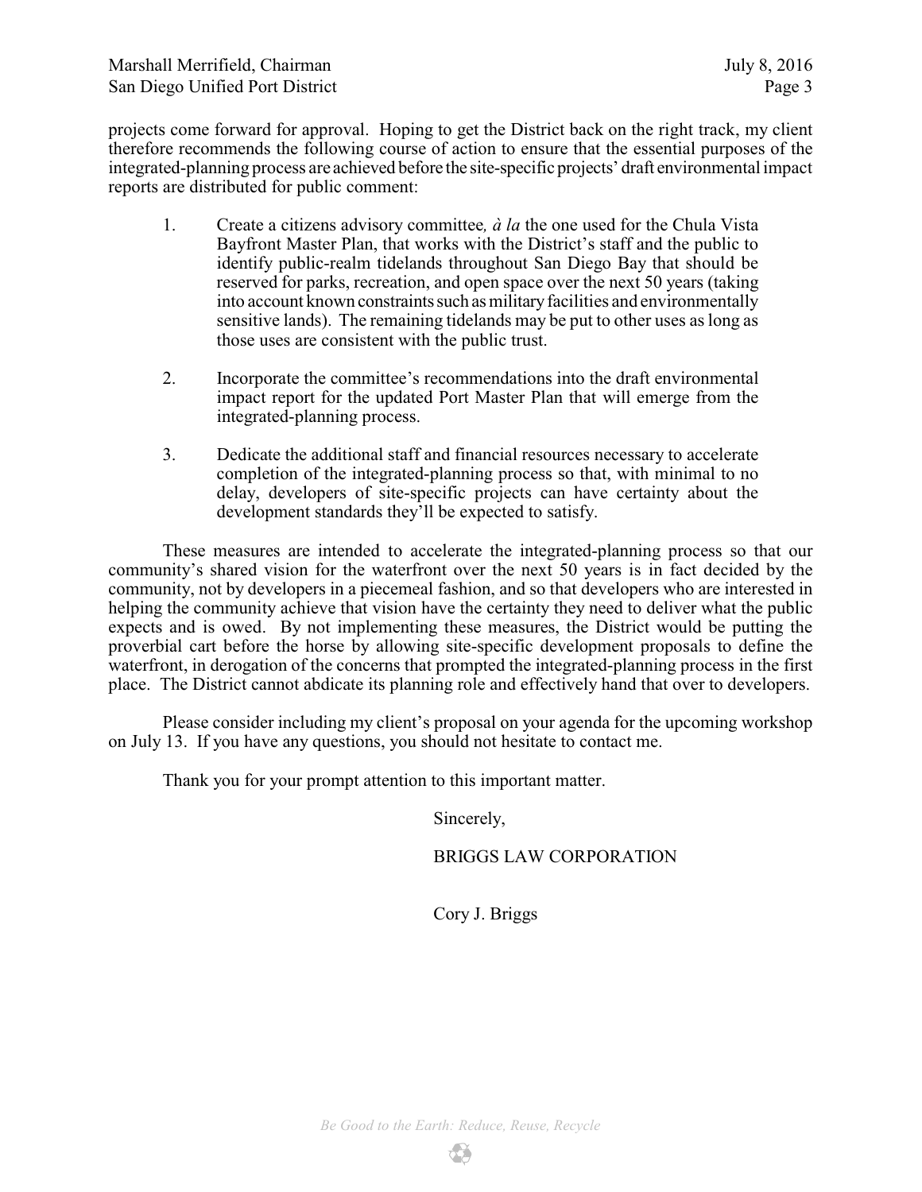projects come forward for approval. Hoping to get the District back on the right track, my client therefore recommends the following course of action to ensure that the essential purposes of the integrated-planning process are achieved before the site-specific projects' draft environmental impact reports are distributed for public comment:

1. Create a citizens advisory committee*, à la* the one used for the Chula Vista Bayfront Master Plan, that works with the District's staff and the public to identify public-realm tidelands throughout San Diego Bay that should be reserved for parks, recreation, and open space over the next 50 years (taking into account known constraints such as military facilities and environmentally sensitive lands). The remaining tidelands may be put to other uses as long as those uses are consistent with the public trust.

2. Incorporate the committee's recommendations into the draft environmental impact report for the updated Port Master Plan that will emerge from the integrated-planning process.

3. Dedicate the additional staff and financial resources necessary to accelerate completion of the integrated-planning process so that, with minimal to no delay, developers of site-specific projects can have certainty about the development standards they'll be expected to satisfy.

These measures are intended to accelerate the integrated-planning process so that our community's shared vision for the waterfront over the next 50 years is in fact decided by the community, not by developers in a piecemeal fashion, and so that developers who are interested in helping the community achieve that vision have the certainty they need to deliver what the public expects and is owed. By not implementing these measures, the District would be putting the proverbial cart before the horse by allowing site-specific development proposals to define the waterfront, in derogation of the concerns that prompted the integrated-planning process in the first place. The District cannot abdicate its planning role and effectively hand that over to developers.

Please consider including my client's proposal on your agenda for the upcoming workshop on July 13. If you have any questions, you should not hesitate to contact me.

Thank you for your prompt attention to this important matter.

Sincerely,

BRIGGS LAW CORPORATION

Cory J. Briggs

*Be Good to the Earth: Reduce, Reuse, Recycle*